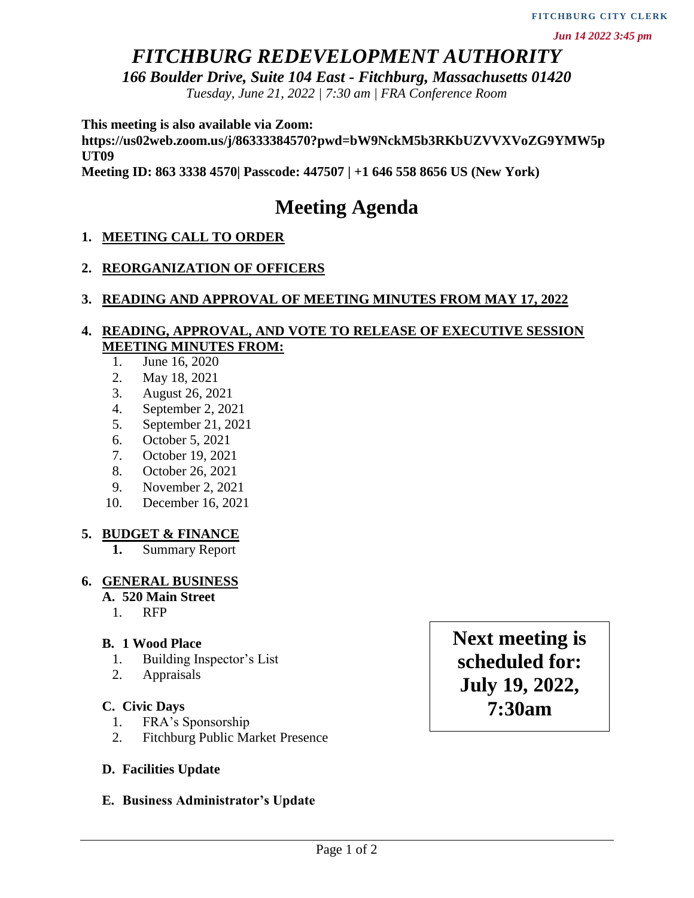FITCHBURG CITY CLERK

*Jun 14 2022 3:45 pm*

# *FITCHBURG REDEVELOPMENT AUTHORITY*

***166 Boulder Drive, Suite 104 East - Fitchburg, Massachusetts 01420***

*Tuesday, June 21, 2022 | 7:30 am | FRA Conference Room*

**This meeting is also available via Zoom:**
**https://us02web.zoom.us/j/86333384570?pwd=bW9NckM5b3RKbUZVVXVoZG9YMW5pUT09**
**Meeting ID: 863 3338 4570| Passcode: 447507 | +1 646 558 8656 US (New York)**

# Meeting Agenda

1. **MEETING CALL TO ORDER**

2. **REORGANIZATION OF OFFICERS**

3. **READING AND APPROVAL OF MEETING MINUTES FROM MAY 17, 2022**

4. **READING, APPROVAL, AND VOTE TO RELEASE OF EXECUTIVE SESSION MEETING MINUTES FROM:**
   1. June 16, 2020
   2. May 18, 2021
   3. August 26, 2021
   4. September 2, 2021
   5. September 21, 2021
   6. October 5, 2021
   7. October 19, 2021
   8. October 26, 2021
   9. November 2, 2021
   10. December 16, 2021

5. **BUDGET & FINANCE**
   1. Summary Report

6. **GENERAL BUSINESS**

   **A. 520 Main Street**
   1. RFP

   **B. 1 Wood Place**
   1. Building Inspector's List
   2. Appraisals

   **C. Civic Days**
   1. FRA's Sponsorship
   2. Fitchburg Public Market Presence

   **D. Facilities Update**

   **E. Business Administrator's Update**

**Next meeting is scheduled for: July 19, 2022, 7:30am**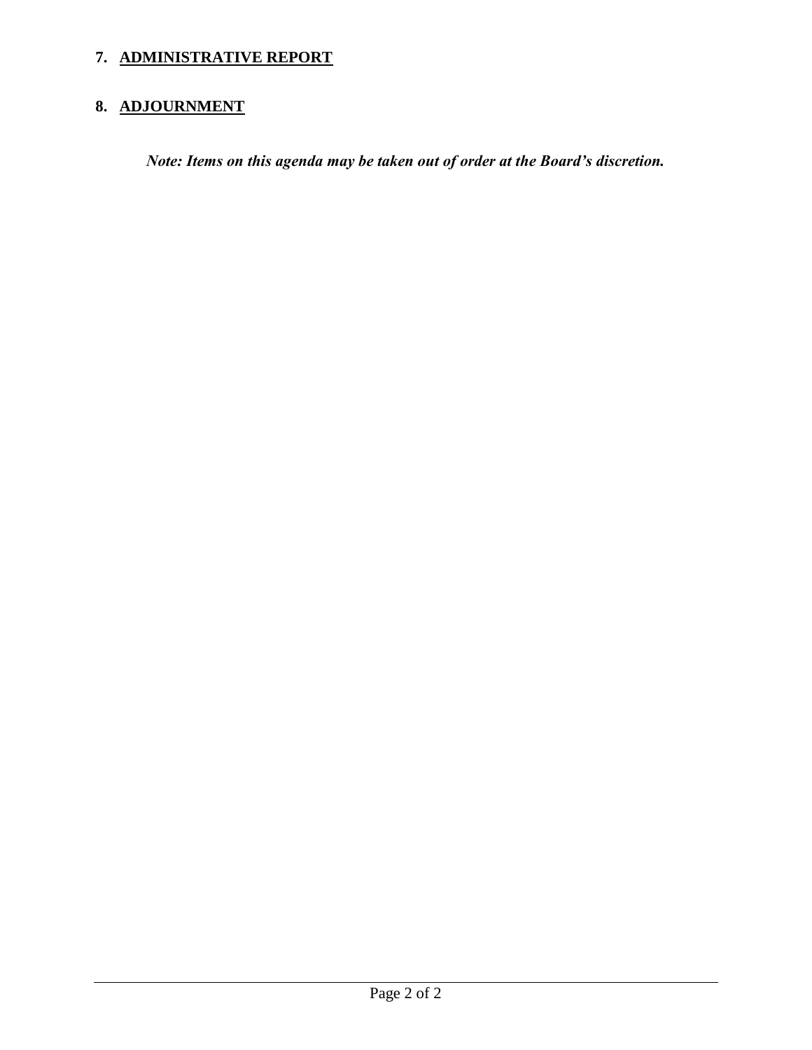**7. ADMINISTRATIVE REPORT**

**8. ADJOURNMENT**

***Note: Items on this agenda may be taken out of order at the Board's discretion.***